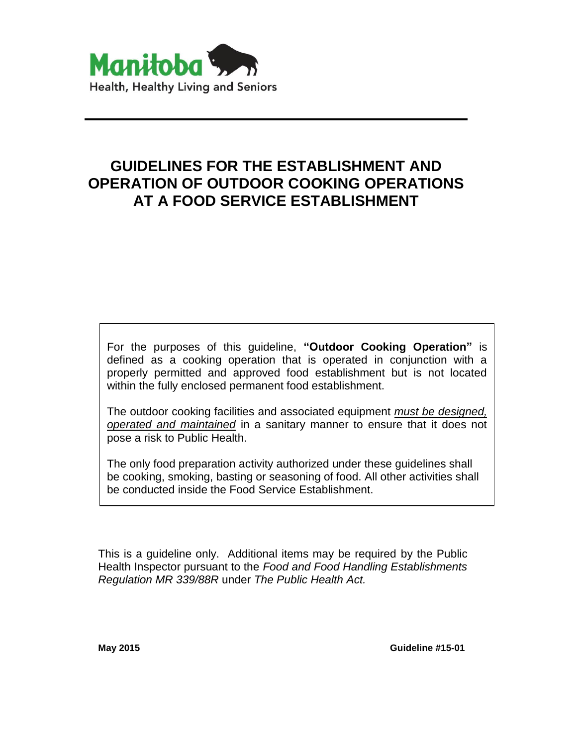Manitoba

Health, Healthy Living and Seniors

# GUIDELINES FOR THE ESTABLISHMENT AND OPERATION OF OUTDOOR COOKING OPERATIONS AT A FOOD SERVICE ESTABLISHMENT

For the purposes of this guideline, **"Outdoor Cooking Operation"** is defined as a cooking operation that is operated in conjunction with a properly permitted and approved food establishment but is not located within the fully enclosed permanent food establishment.

The outdoor cooking facilities and associated equipment *must be designed, operated and maintained* in a sanitary manner to ensure that it does not pose a risk to Public Health.

The only food preparation activity authorized under these guidelines shall be cooking, smoking, basting or seasoning of food. All other activities shall be conducted inside the Food Service Establishment.

This is a guideline only. Additional items may be required by the Public Health Inspector pursuant to the *Food and Food Handling Establishments Regulation MR 339/88R* under *The Public Health Act.*

**May 2015** **Guideline #15-01**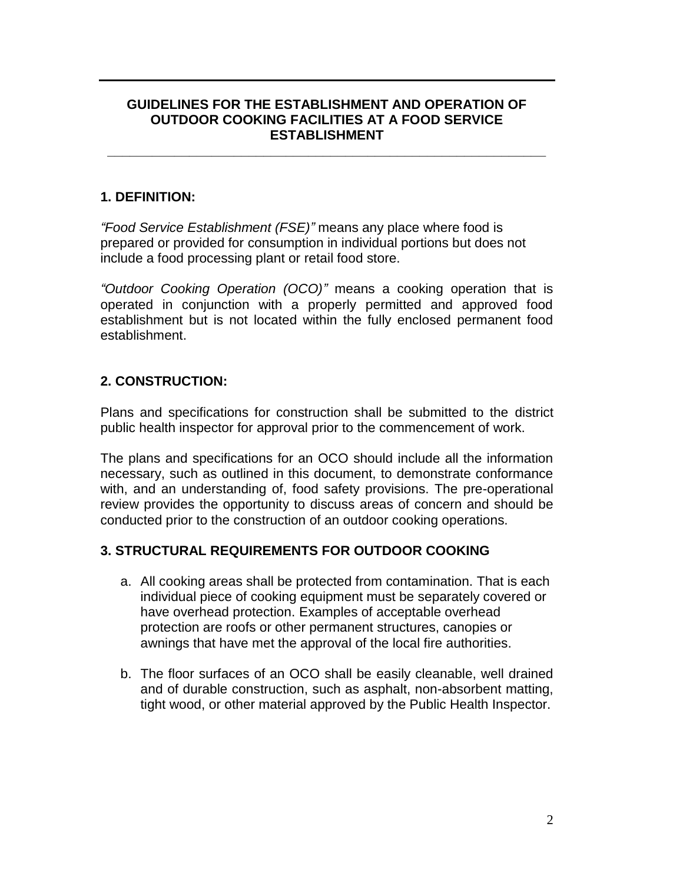# GUIDELINES FOR THE ESTABLISHMENT AND OPERATION OF OUTDOOR COOKING FACILITIES AT A FOOD SERVICE ESTABLISHMENT

## 1. DEFINITION:

*"Food Service Establishment (FSE)"* means any place where food is prepared or provided for consumption in individual portions but does not include a food processing plant or retail food store.

*"Outdoor Cooking Operation (OCO)"* means a cooking operation that is operated in conjunction with a properly permitted and approved food establishment but is not located within the fully enclosed permanent food establishment.

## 2. CONSTRUCTION:

Plans and specifications for construction shall be submitted to the district public health inspector for approval prior to the commencement of work.

The plans and specifications for an OCO should include all the information necessary, such as outlined in this document, to demonstrate conformance with, and an understanding of, food safety provisions. The pre-operational review provides the opportunity to discuss areas of concern and should be conducted prior to the construction of an outdoor cooking operations.

## 3. STRUCTURAL REQUIREMENTS FOR OUTDOOR COOKING

a. All cooking areas shall be protected from contamination. That is each individual piece of cooking equipment must be separately covered or have overhead protection. Examples of acceptable overhead protection are roofs or other permanent structures, canopies or awnings that have met the approval of the local fire authorities.

b. The floor surfaces of an OCO shall be easily cleanable, well drained and of durable construction, such as asphalt, non-absorbent matting, tight wood, or other material approved by the Public Health Inspector.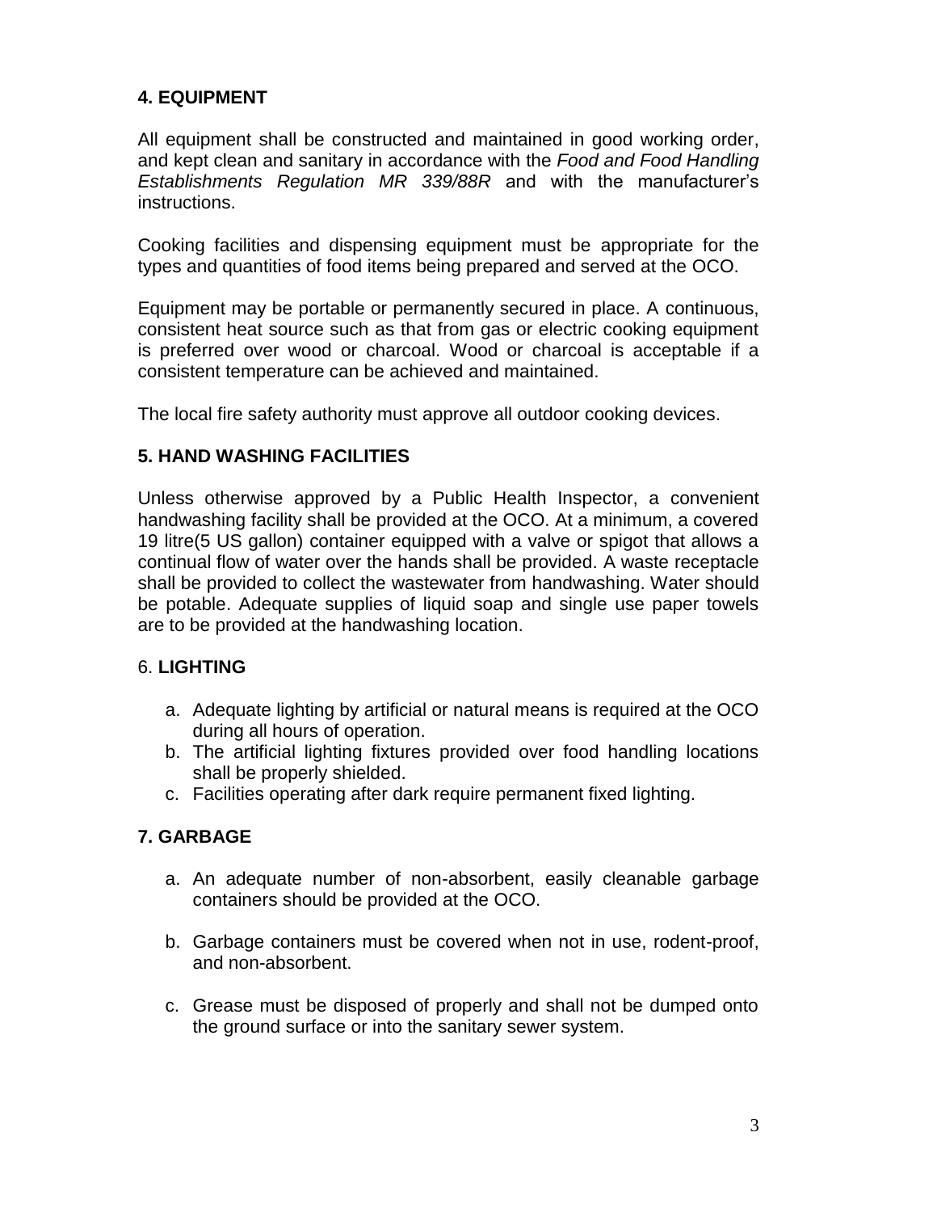## 4. EQUIPMENT

All equipment shall be constructed and maintained in good working order, and kept clean and sanitary in accordance with the *Food and Food Handling Establishments Regulation MR 339/88R* and with the manufacturer's instructions.

Cooking facilities and dispensing equipment must be appropriate for the types and quantities of food items being prepared and served at the OCO.

Equipment may be portable or permanently secured in place. A continuous, consistent heat source such as that from gas or electric cooking equipment is preferred over wood or charcoal. Wood or charcoal is acceptable if a consistent temperature can be achieved and maintained.

The local fire safety authority must approve all outdoor cooking devices.

## 5. HAND WASHING FACILITIES

Unless otherwise approved by a Public Health Inspector, a convenient handwashing facility shall be provided at the OCO. At a minimum, a covered 19 litre(5 US gallon) container equipped with a valve or spigot that allows a continual flow of water over the hands shall be provided. A waste receptacle shall be provided to collect the wastewater from handwashing. Water should be potable. Adequate supplies of liquid soap and single use paper towels are to be provided at the handwashing location.

## 6. LIGHTING

a. Adequate lighting by artificial or natural means is required at the OCO during all hours of operation.
b. The artificial lighting fixtures provided over food handling locations shall be properly shielded.
c. Facilities operating after dark require permanent fixed lighting.

## 7. GARBAGE

a. An adequate number of non-absorbent, easily cleanable garbage containers should be provided at the OCO.

b. Garbage containers must be covered when not in use, rodent-proof, and non-absorbent.

c. Grease must be disposed of properly and shall not be dumped onto the ground surface or into the sanitary sewer system.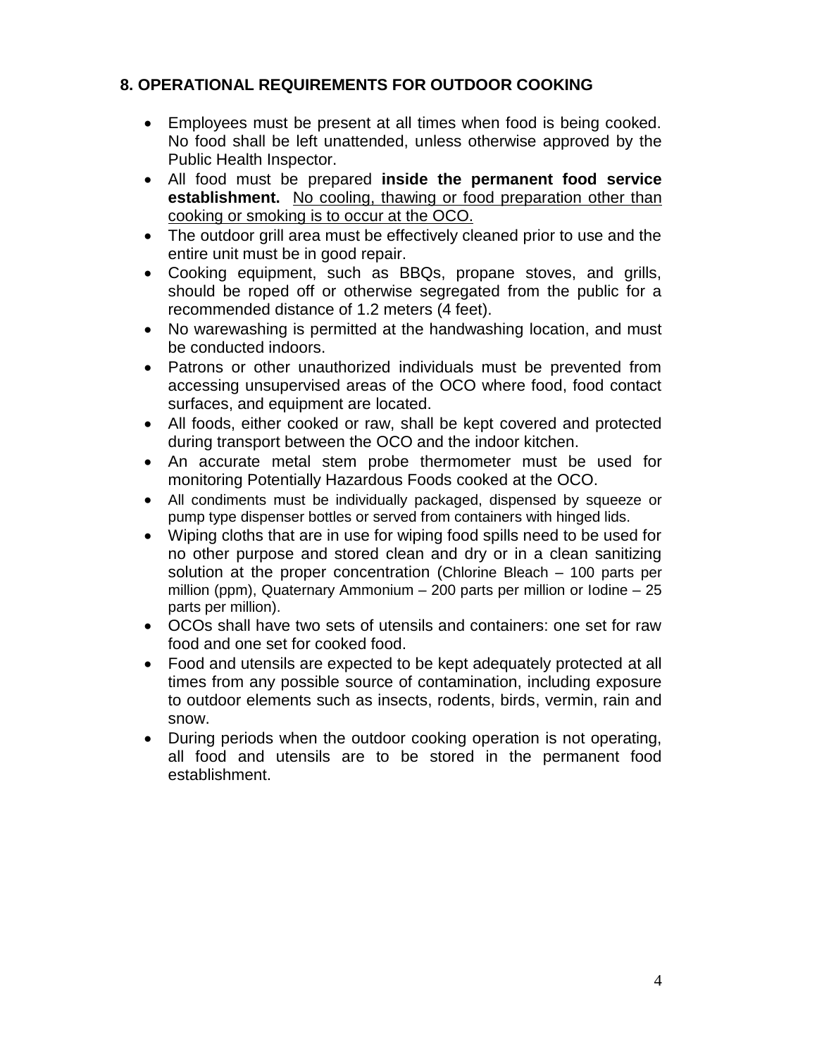## 8. OPERATIONAL REQUIREMENTS FOR OUTDOOR COOKING

- Employees must be present at all times when food is being cooked. No food shall be left unattended, unless otherwise approved by the Public Health Inspector.
- All food must be prepared **inside the permanent food service establishment.** <u>No cooling, thawing or food preparation other than cooking or smoking is to occur at the OCO.</u>
- The outdoor grill area must be effectively cleaned prior to use and the entire unit must be in good repair.
- Cooking equipment, such as BBQs, propane stoves, and grills, should be roped off or otherwise segregated from the public for a recommended distance of 1.2 meters (4 feet).
- No warewashing is permitted at the handwashing location, and must be conducted indoors.
- Patrons or other unauthorized individuals must be prevented from accessing unsupervised areas of the OCO where food, food contact surfaces, and equipment are located.
- All foods, either cooked or raw, shall be kept covered and protected during transport between the OCO and the indoor kitchen.
- An accurate metal stem probe thermometer must be used for monitoring Potentially Hazardous Foods cooked at the OCO.
- All condiments must be individually packaged, dispensed by squeeze or pump type dispenser bottles or served from containers with hinged lids.
- Wiping cloths that are in use for wiping food spills need to be used for no other purpose and stored clean and dry or in a clean sanitizing solution at the proper concentration (Chlorine Bleach – 100 parts per million (ppm), Quaternary Ammonium – 200 parts per million or Iodine – 25 parts per million).
- OCOs shall have two sets of utensils and containers: one set for raw food and one set for cooked food.
- Food and utensils are expected to be kept adequately protected at all times from any possible source of contamination, including exposure to outdoor elements such as insects, rodents, birds, vermin, rain and snow.
- During periods when the outdoor cooking operation is not operating, all food and utensils are to be stored in the permanent food establishment.